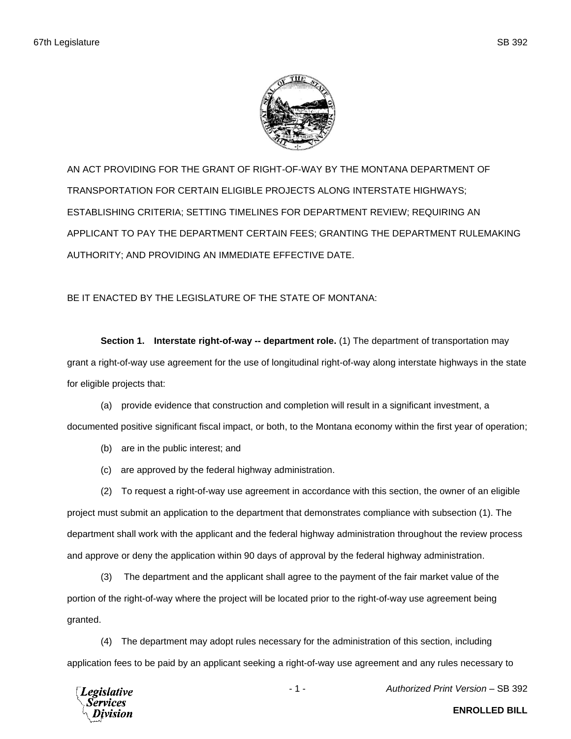AN ACT PROVIDING FOR THE GRANT OF RIGHT-OF-WAY BY THE MONTANA DEPARTMENT OF TRANSPORTATION FOR CERTAIN ELIGIBLE PROJECTS ALONG INTERSTATE HIGHWAYS; ESTABLISHING CRITERIA; SETTING TIMELINES FOR DEPARTMENT REVIEW; REQUIRING AN APPLICANT TO PAY THE DEPARTMENT CERTAIN FEES; GRANTING THE DEPARTMENT RULEMAKING AUTHORITY; AND PROVIDING AN IMMEDIATE EFFECTIVE DATE.

BE IT ENACTED BY THE LEGISLATURE OF THE STATE OF MONTANA:

**Section 1. Interstate right-of-way -- department role.** (1) The department of transportation may grant a right-of-way use agreement for the use of longitudinal right-of-way along interstate highways in the state for eligible projects that:

(a) provide evidence that construction and completion will result in a significant investment, a documented positive significant fiscal impact, or both, to the Montana economy within the first year of operation;

(b) are in the public interest; and

(c) are approved by the federal highway administration.

(2) To request a right-of-way use agreement in accordance with this section, the owner of an eligible project must submit an application to the department that demonstrates compliance with subsection (1). The department shall work with the applicant and the federal highway administration throughout the review process and approve or deny the application within 90 days of approval by the federal highway administration.

(3) The department and the applicant shall agree to the payment of the fair market value of the portion of the right-of-way where the project will be located prior to the right-of-way use agreement being granted.

(4) The department may adopt rules necessary for the administration of this section, including application fees to be paid by an applicant seeking a right-of-way use agreement and any rules necessary to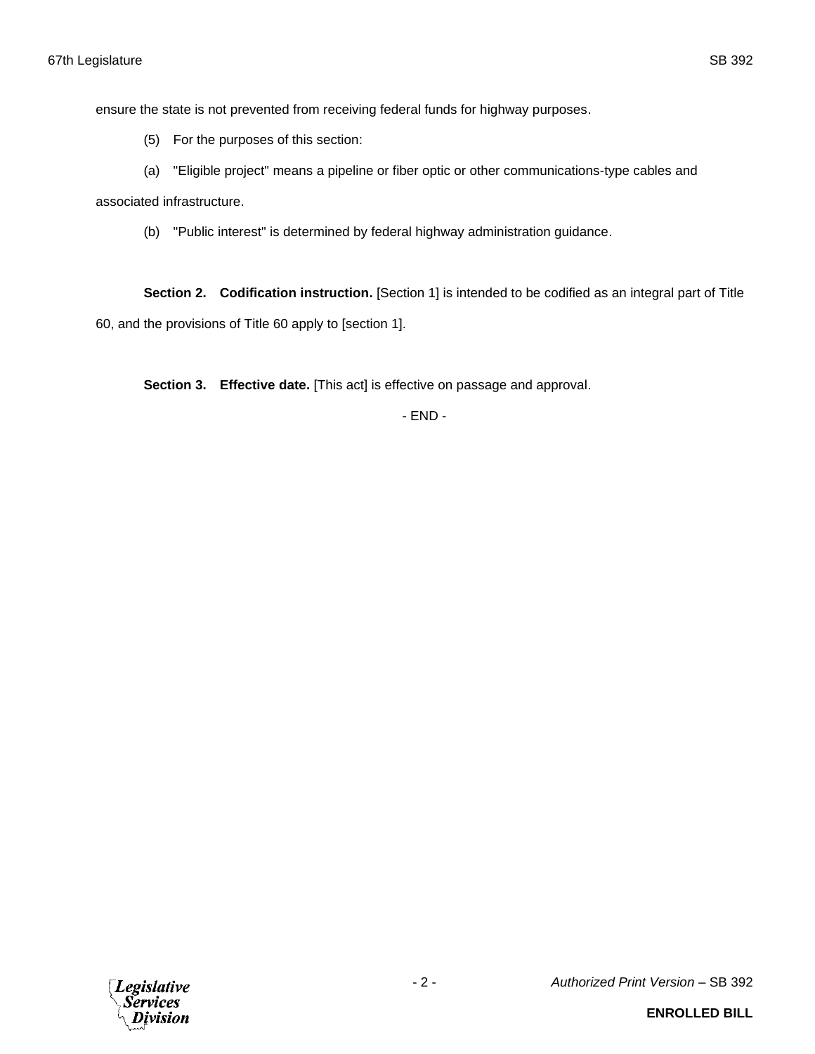ensure the state is not prevented from receiving federal funds for highway purposes.

(5) For the purposes of this section:

(a) "Eligible project" means a pipeline or fiber optic or other communications-type cables and associated infrastructure.

(b) "Public interest" is determined by federal highway administration guidance.

**Section 2. Codification instruction.** [Section 1] is intended to be codified as an integral part of Title 60, and the provisions of Title 60 apply to [section 1].

**Section 3. Effective date.** [This act] is effective on passage and approval.

- END -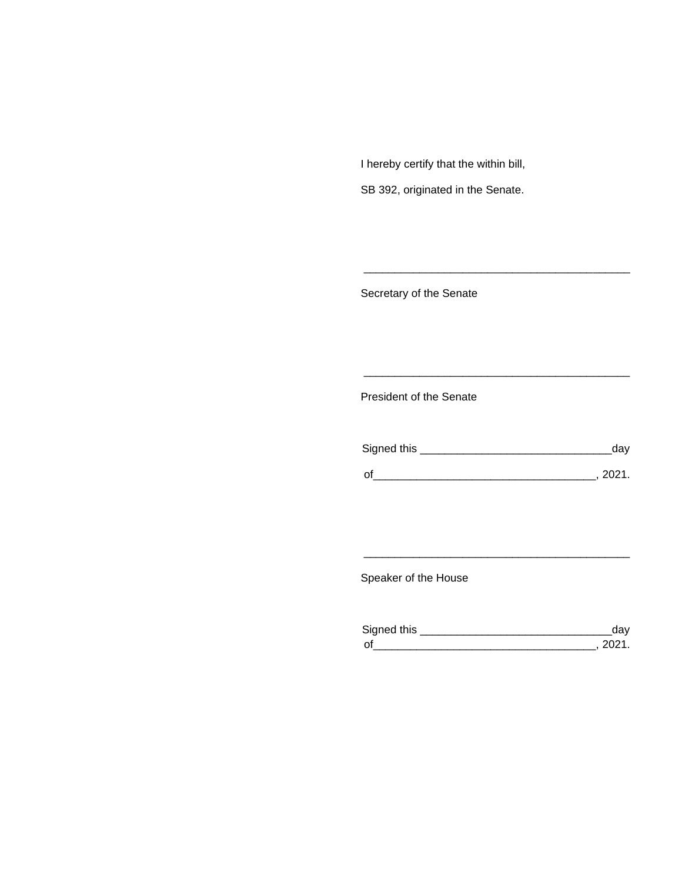I hereby certify that the within bill,

SB 392, originated in the Senate.

\_\_\_\_\_\_\_\_\_\_\_\_\_\_\_\_\_\_\_\_\_\_\_\_\_\_\_\_\_\_\_\_\_\_\_\_\_\_\_\_\_\_\_

Secretary of the Senate

\_\_\_\_\_\_\_\_\_\_\_\_\_\_\_\_\_\_\_\_\_\_\_\_\_\_\_\_\_\_\_\_\_\_\_\_\_\_\_\_\_\_\_

President of the Senate

Signed this \_\_\_\_\_\_\_\_\_\_\_\_\_\_\_\_\_\_\_\_\_\_\_\_\_\_\_\_\_\_day

of\_\_\_\_\_\_\_\_\_\_\_\_\_\_\_\_\_\_\_\_\_\_\_\_\_\_\_\_\_\_\_\_\_\_\_, 2021.

\_\_\_\_\_\_\_\_\_\_\_\_\_\_\_\_\_\_\_\_\_\_\_\_\_\_\_\_\_\_\_\_\_\_\_\_\_\_\_\_\_\_\_

Speaker of the House

Signed this \_\_\_\_\_\_\_\_\_\_\_\_\_\_\_\_\_\_\_\_\_\_\_\_\_\_\_\_\_\_day

of\_\_\_\_\_\_\_\_\_\_\_\_\_\_\_\_\_\_\_\_\_\_\_\_\_\_\_\_\_\_\_\_\_\_\_, 2021.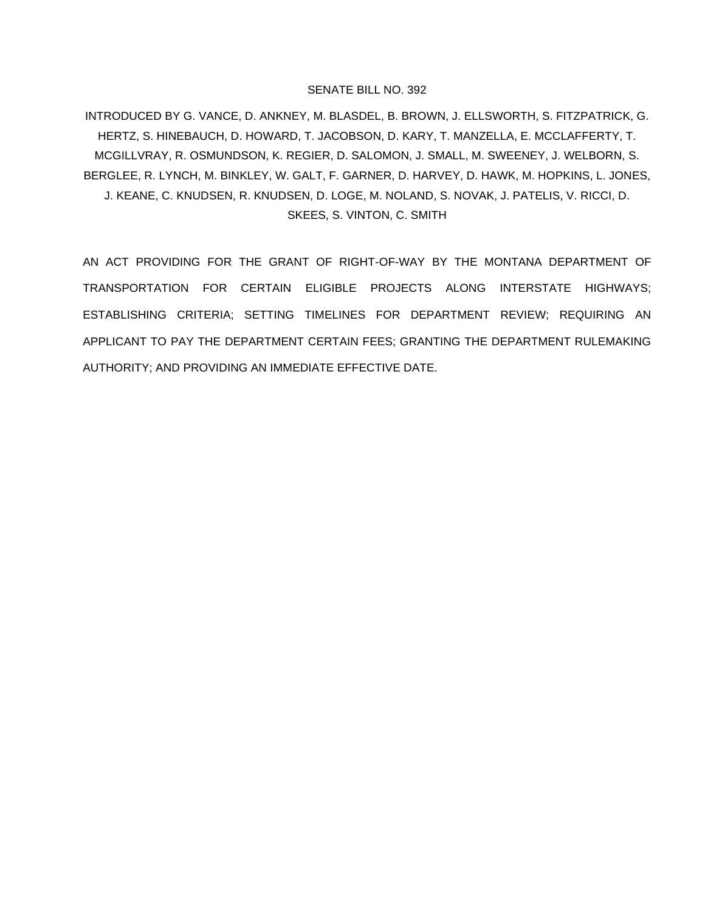SENATE BILL NO. 392

INTRODUCED BY G. VANCE, D. ANKNEY, M. BLASDEL, B. BROWN, J. ELLSWORTH, S. FITZPATRICK, G. HERTZ, S. HINEBAUCH, D. HOWARD, T. JACOBSON, D. KARY, T. MANZELLA, E. MCCLAFFERTY, T. MCGILLVRAY, R. OSMUNDSON, K. REGIER, D. SALOMON, J. SMALL, M. SWEENEY, J. WELBORN, S. BERGLEE, R. LYNCH, M. BINKLEY, W. GALT, F. GARNER, D. HARVEY, D. HAWK, M. HOPKINS, L. JONES, J. KEANE, C. KNUDSEN, R. KNUDSEN, D. LOGE, M. NOLAND, S. NOVAK, J. PATELIS, V. RICCI, D. SKEES, S. VINTON, C. SMITH

AN ACT PROVIDING FOR THE GRANT OF RIGHT-OF-WAY BY THE MONTANA DEPARTMENT OF TRANSPORTATION FOR CERTAIN ELIGIBLE PROJECTS ALONG INTERSTATE HIGHWAYS; ESTABLISHING CRITERIA; SETTING TIMELINES FOR DEPARTMENT REVIEW; REQUIRING AN APPLICANT TO PAY THE DEPARTMENT CERTAIN FEES; GRANTING THE DEPARTMENT RULEMAKING AUTHORITY; AND PROVIDING AN IMMEDIATE EFFECTIVE DATE.